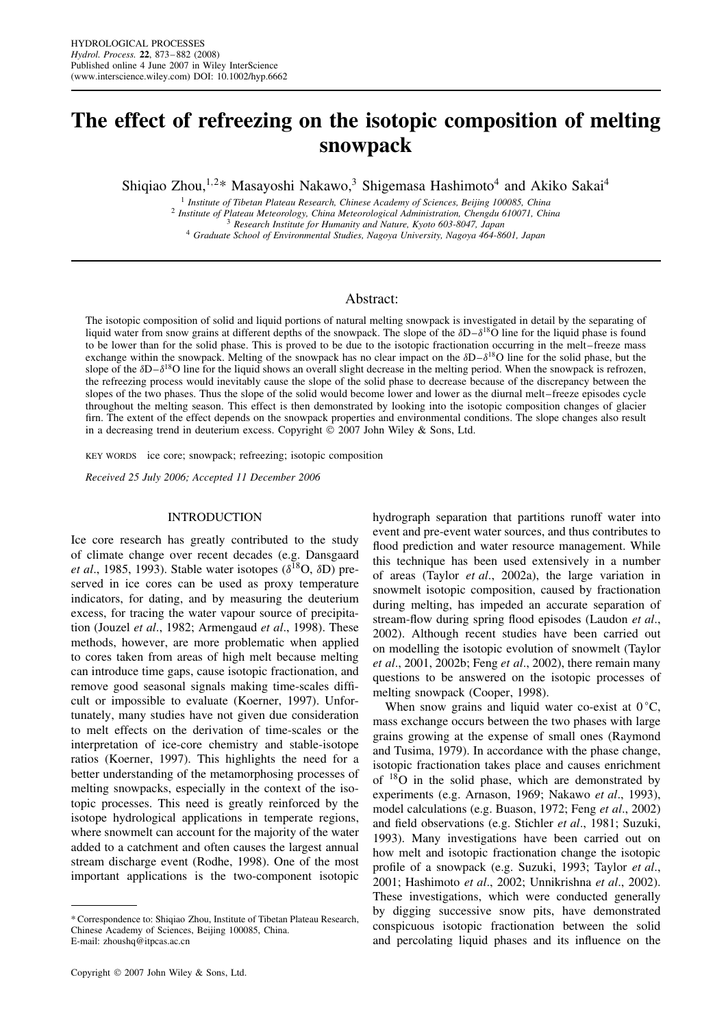# The effect of refreezing on the isotopic composition of melting snowpack

Shiqiao Zhou,[1,2]* Masayoshi Nakawo,[3] Shigemasa Hashimoto[4] and Akiko Sakai[4]

[1] *Institute of Tibetan Plateau Research, Chinese Academy of Sciences, Beijing 100085, China*
[2] *Institute of Plateau Meteorology, China Meteorological Administration, Chengdu 610071, China*
[3] *Research Institute for Humanity and Nature, Kyoto 603-8047, Japan*
[4] *Graduate School of Environmental Studies, Nagoya University, Nagoya 464-8601, Japan*

## Abstract:

The isotopic composition of solid and liquid portions of natural melting snowpack is investigated in detail by the separating of liquid water from snow grains at different depths of the snowpack. The slope of the $\delta$D–$\delta^{18}$O line for the liquid phase is found to be lower than for the solid phase. This is proved to be due to the isotopic fractionation occurring in the melt–freeze mass exchange within the snowpack. Melting of the snowpack has no clear impact on the $\delta$D–$\delta^{18}$O line for the solid phase, but the slope of the $\delta$D–$\delta^{18}$O line for the liquid shows an overall slight decrease in the melting period. When the snowpack is refrozen, the refreezing process would inevitably cause the slope of the solid phase to decrease because of the discrepancy between the slopes of the two phases. Thus the slope of the solid would become lower and lower as the diurnal melt–freeze episodes cycle throughout the melting season. This effect is then demonstrated by looking into the isotopic composition changes of glacier firn. The extent of the effect depends on the snowpack properties and environmental conditions. The slope changes also result in a decreasing trend in deuterium excess. Copyright © 2007 John Wiley & Sons, Ltd.

KEY WORDS ice core; snowpack; refreezing; isotopic composition

*Received 25 July 2006; Accepted 11 December 2006*

## INTRODUCTION

Ice core research has greatly contributed to the study of climate change over recent decades (e.g. Dansgaard *et al*., 1985, 1993). Stable water isotopes ($\delta^{18}$O, $\delta$D) preserved in ice cores can be used as proxy temperature indicators, for dating, and by measuring the deuterium excess, for tracing the water vapour source of precipitation (Jouzel *et al*., 1982; Armengaud *et al*., 1998). These methods, however, are more problematic when applied to cores taken from areas of high melt because melting can introduce time gaps, cause isotopic fractionation, and remove good seasonal signals making time-scales difficult or impossible to evaluate (Koerner, 1997). Unfortunately, many studies have not given due consideration to melt effects on the derivation of time-scales or the interpretation of ice-core chemistry and stable-isotope ratios (Koerner, 1997). This highlights the need for a better understanding of the metamorphosing processes of melting snowpacks, especially in the context of the isotopic processes. This need is greatly reinforced by the isotope hydrological applications in temperate regions, where snowmelt can account for the majority of the water added to a catchment and often causes the largest annual stream discharge event (Rodhe, 1998). One of the most important applications is the two-component isotopic hydrograph separation that partitions runoff water into event and pre-event water sources, and thus contributes to flood prediction and water resource management. While this technique has been used extensively in a number of areas (Taylor *et al*., 2002a), the large variation in snowmelt isotopic composition, caused by fractionation during melting, has impeded an accurate separation of stream-flow during spring flood episodes (Laudon *et al*., 2002). Although recent studies have been carried out on modelling the isotopic evolution of snowmelt (Taylor *et al*., 2001, 2002b; Feng *et al*., 2002), there remain many questions to be answered on the isotopic processes of melting snowpack (Cooper, 1998).

When snow grains and liquid water co-exist at 0 °C, mass exchange occurs between the two phases with large grains growing at the expense of small ones (Raymond and Tusima, 1979). In accordance with the phase change, isotopic fractionation takes place and causes enrichment of $^{18}$O in the solid phase, which are demonstrated by experiments (e.g. Arnason, 1969; Nakawo *et al*., 1993), model calculations (e.g. Buason, 1972; Feng *et al*., 2002) and field observations (e.g. Stichler *et al*., 1981; Suzuki, 1993). Many investigations have been carried out on how melt and isotopic fractionation change the isotopic profile of a snowpack (e.g. Suzuki, 1993; Taylor *et al*., 2001; Hashimoto *et al*., 2002; Unnikrishna *et al*., 2002). These investigations, which were conducted generally by digging successive snow pits, have demonstrated conspicuous isotopic fractionation between the solid and percolating liquid phases and its influence on the

---

\* Correspondence to: Shiqiao Zhou, Institute of Tibetan Plateau Research, Chinese Academy of Sciences, Beijing 100085, China. E-mail: zhoushq@itpcas.ac.cn

Copyright © 2007 John Wiley & Sons, Ltd.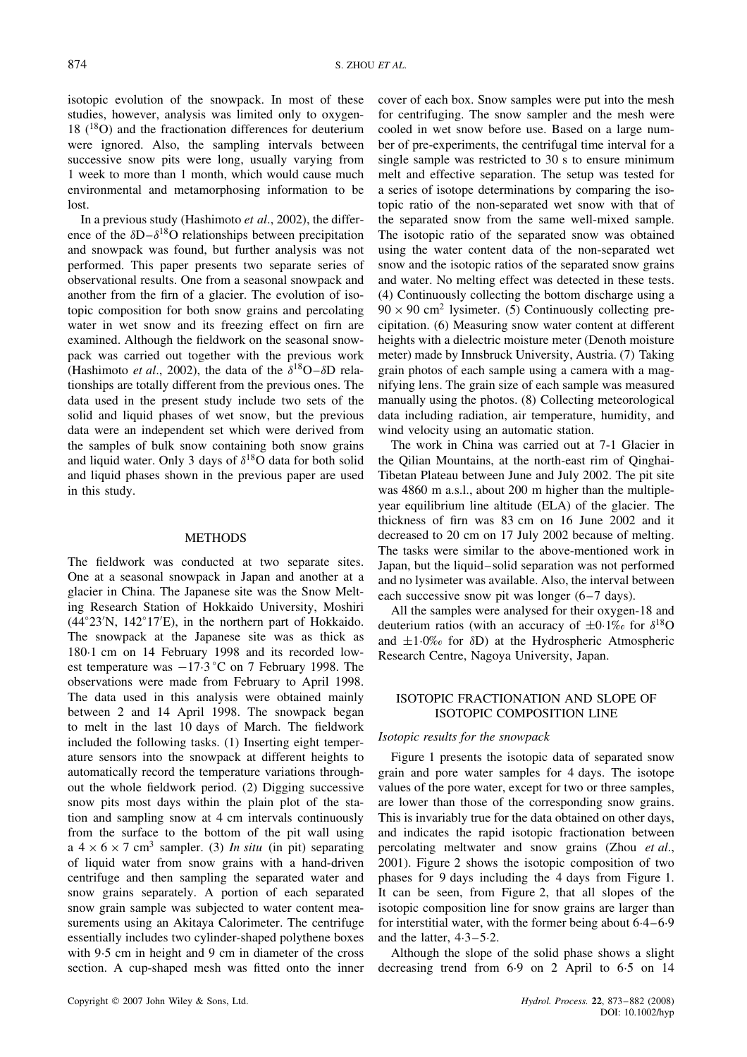isotopic evolution of the snowpack. In most of these studies, however, analysis was limited only to oxygen-18 ($^{18}O$) and the fractionation differences for deuterium were ignored. Also, the sampling intervals between successive snow pits were long, usually varying from 1 week to more than 1 month, which would cause much environmental and metamorphosing information to be lost.

In a previous study (Hashimoto *et al.*, 2002), the difference of the $\delta D$–$\delta^{18}O$ relationships between precipitation and snowpack was found, but further analysis was not performed. This paper presents two separate series of observational results. One from a seasonal snowpack and another from the firn of a glacier. The evolution of isotopic composition for both snow grains and percolating water in wet snow and its freezing effect on firn are examined. Although the fieldwork on the seasonal snowpack was carried out together with the previous work (Hashimoto *et al.*, 2002), the data of the $\delta^{18}O$–$\delta D$ relationships are totally different from the previous ones. The data used in the present study include two sets of the solid and liquid phases of wet snow, but the previous data were an independent set which were derived from the samples of bulk snow containing both snow grains and liquid water. Only 3 days of $\delta^{18}O$ data for both solid and liquid phases shown in the previous paper are used in this study.

## METHODS

The fieldwork was conducted at two separate sites. One at a seasonal snowpack in Japan and another at a glacier in China. The Japanese site was the Snow Melting Research Station of Hokkaido University, Moshiri (44°23′N, 142°17′E), in the northern part of Hokkaido. The snowpack at the Japanese site was as thick as 180·1 cm on 14 February 1998 and its recorded lowest temperature was −17·3 °C on 7 February 1998. The observations were made from February to April 1998. The data used in this analysis were obtained mainly between 2 and 14 April 1998. The snowpack began to melt in the last 10 days of March. The fieldwork included the following tasks. (1) Inserting eight temperature sensors into the snowpack at different heights to automatically record the temperature variations throughout the whole fieldwork period. (2) Digging successive snow pits most days within the plain plot of the station and sampling snow at 4 cm intervals continuously from the surface to the bottom of the pit wall using a $4 \times 6 \times 7$ cm$^3$ sampler. (3) *In situ* (in pit) separating of liquid water from snow grains with a hand-driven centrifuge and then sampling the separated water and snow grains separately. A portion of each separated snow grain sample was subjected to water content measurements using an Akitaya Calorimeter. The centrifuge essentially includes two cylinder-shaped polythene boxes with 9·5 cm in height and 9 cm in diameter of the cross section. A cup-shaped mesh was fitted onto the inner cover of each box. Snow samples were put into the mesh for centrifuging. The snow sampler and the mesh were cooled in wet snow before use. Based on a large number of pre-experiments, the centrifugal time interval for a single sample was restricted to 30 s to ensure minimum melt and effective separation. The setup was tested for a series of isotope determinations by comparing the isotopic ratio of the non-separated wet snow with that of the separated snow from the same well-mixed sample. The isotopic ratio of the separated snow was obtained using the water content data of the non-separated wet snow and the isotopic ratios of the separated snow grains and water. No melting effect was detected in these tests. (4) Continuously collecting the bottom discharge using a $90 \times 90$ cm$^2$ lysimeter. (5) Continuously collecting precipitation. (6) Measuring snow water content at different heights with a dielectric moisture meter (Denoth moisture meter) made by Innsbruck University, Austria. (7) Taking grain photos of each sample using a camera with a magnifying lens. The grain size of each sample was measured manually using the photos. (8) Collecting meteorological data including radiation, air temperature, humidity, and wind velocity using an automatic station.

The work in China was carried out at 7-1 Glacier in the Qilian Mountains, at the north-east rim of Qinghai-Tibetan Plateau between June and July 2002. The pit site was 4860 m a.s.l., about 200 m higher than the multiple-year equilibrium line altitude (ELA) of the glacier. The thickness of firn was 83 cm on 16 June 2002 and it decreased to 20 cm on 17 July 2002 because of melting. The tasks were similar to the above-mentioned work in Japan, but the liquid–solid separation was not performed and no lysimeter was available. Also, the interval between each successive snow pit was longer (6–7 days).

All the samples were analysed for their oxygen-18 and deuterium ratios (with an accuracy of ±0·1‰ for $\delta^{18}O$ and ±1·0‰ for $\delta D$) at the Hydrospheric Atmospheric Research Centre, Nagoya University, Japan.

## ISOTOPIC FRACTIONATION AND SLOPE OF ISOTOPIC COMPOSITION LINE

### *Isotopic results for the snowpack*

Figure 1 presents the isotopic data of separated snow grain and pore water samples for 4 days. The isotope values of the pore water, except for two or three samples, are lower than those of the corresponding snow grains. This is invariably true for the data obtained on other days, and indicates the rapid isotopic fractionation between percolating meltwater and snow grains (Zhou *et al.*, 2001). Figure 2 shows the isotopic composition of two phases for 9 days including the 4 days from Figure 1. It can be seen, from Figure 2, that all slopes of the isotopic composition line for snow grains are larger than for interstitial water, with the former being about 6·4–6·9 and the latter, 4·3–5·2.

Although the slope of the solid phase shows a slight decreasing trend from 6·9 on 2 April to 6·5 on 14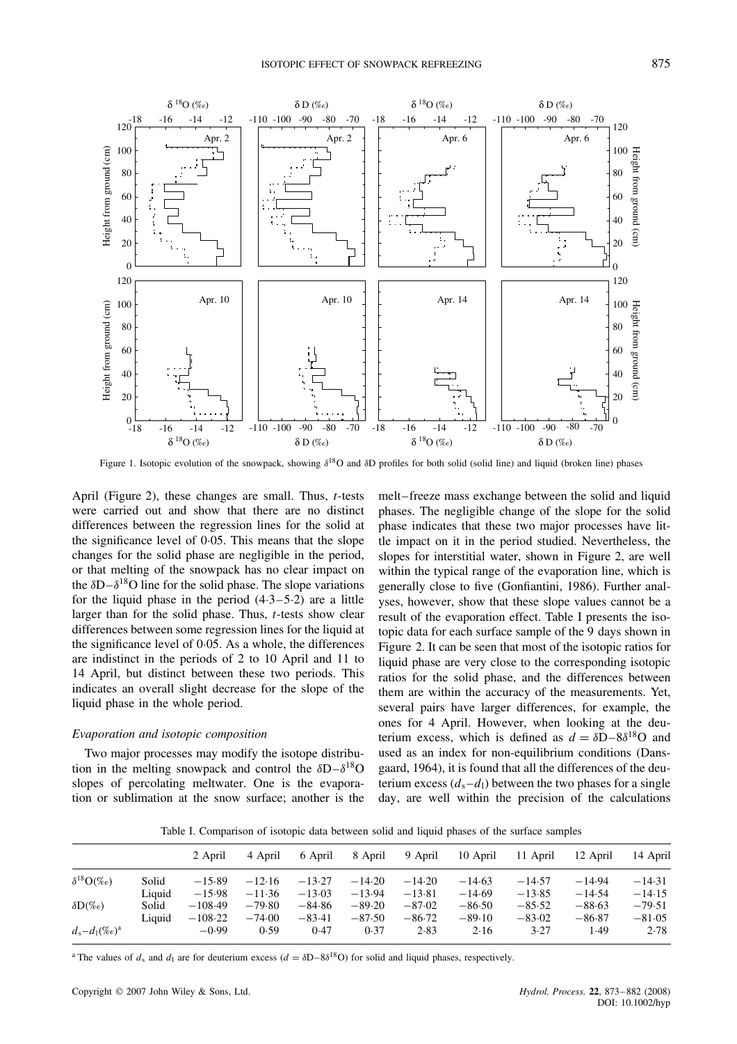Figure 1. Isotopic evolution of the snowpack, showing $\delta^{18}O$ and $\delta D$ profiles for both solid (solid line) and liquid (broken line) phases

April (Figure 2), these changes are small. Thus, *t*-tests were carried out and show that there are no distinct differences between the regression lines for the solid at the significance level of 0·05. This means that the slope changes for the solid phase are negligible in the period, or that melting of the snowpack has no clear impact on the $\delta D$–$\delta^{18}O$ line for the solid phase. The slope variations for the liquid phase in the period (4·3–5·2) are a little larger than for the solid phase. Thus, *t*-tests show clear differences between some regression lines for the liquid at the significance level of 0·05. As a whole, the differences are indistinct in the periods of 2 to 10 April and 11 to 14 April, but distinct between these two periods. This indicates an overall slight decrease for the slope of the liquid phase in the whole period.

### *Evaporation and isotopic composition*

Two major processes may modify the isotope distribution in the melting snowpack and control the $\delta D$–$\delta^{18}O$ slopes of percolating meltwater. One is the evaporation or sublimation at the snow surface; another is the melt–freeze mass exchange between the solid and liquid phases. The negligible change of the slope for the solid phase indicates that these two major processes have little impact on it in the period studied. Nevertheless, the slopes for interstitial water, shown in Figure 2, are well within the typical range of the evaporation line, which is generally close to five (Gonfiantini, 1986). Further analyses, however, show that these slope values cannot be a result of the evaporation effect. Table I presents the isotopic data for each surface sample of the 9 days shown in Figure 2. It can be seen that most of the isotopic ratios for liquid phase are very close to the corresponding isotopic ratios for the solid phase, and the differences between them are within the accuracy of the measurements. Yet, several pairs have larger differences, for example, the ones for 4 April. However, when looking at the deuterium excess, which is defined as $d = \delta D - 8\delta^{18}O$ and used as an index for non-equilibrium conditions (Dansgaard, 1964), it is found that all the differences of the deuterium excess ($d_s - d_l$) between the two phases for a single day, are well within the precision of the calculations

Table I. Comparison of isotopic data between solid and liquid phases of the surface samples

| | | 2 April | 4 April | 6 April | 8 April | 9 April | 10 April | 11 April | 12 April | 14 April |
|---|---|---|---|---|---|---|---|---|---|---|
| $\delta^{18}O$(‰) | Solid | −15·89 | −12·16 | −13·27 | −14·20 | −14·20 | −14·63 | −14·57 | −14·94 | −14·31 |
| | Liquid | −15·98 | −11·36 | −13·03 | −13·94 | −13·81 | −14·69 | −13·85 | −14·54 | −14·15 |
| $\delta D$(‰) | Solid | −108·49 | −79·80 | −84·86 | −89·20 | −87·02 | −86·50 | −85·52 | −88·63 | −79·51 |
| | Liquid | −108·22 | −74·00 | −83·41 | −87·50 | −86·72 | −89·10 | −83·02 | −86·87 | −81·05 |
| $d_s - d_l$(‰)[a] | | −0·99 | 0·59 | 0·47 | 0·37 | 2·83 | 2·16 | 3·27 | 1·49 | 2·78 |

[a] The values of $d_s$ and $d_l$ are for deuterium excess ($d = \delta D - 8\delta^{18}O$) for solid and liquid phases, respectively.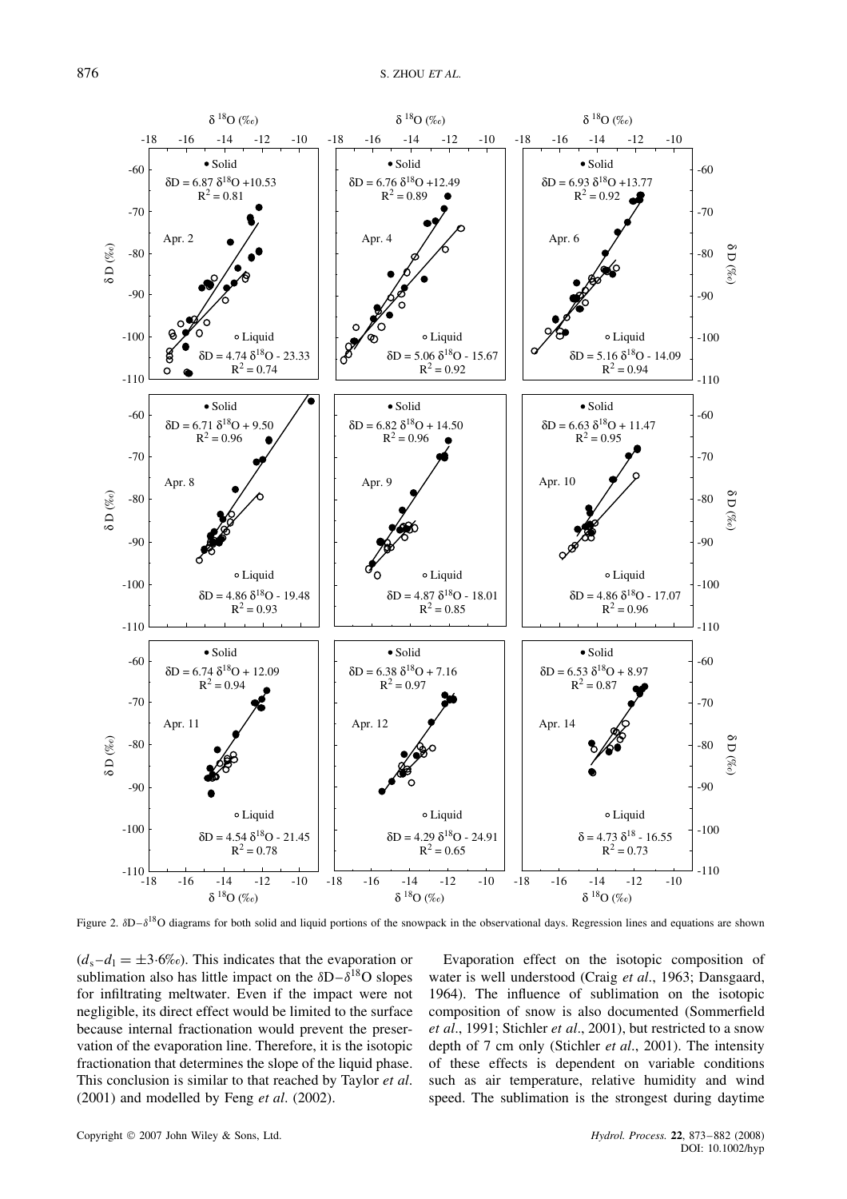Figure 2. δD–$\delta^{18}$O diagrams for both solid and liquid portions of the snowpack in the observational days. Regression lines and equations are shown

($d_s - d_l = \pm 3.6$‰). This indicates that the evaporation or sublimation also has little impact on the δD–$\delta^{18}$O slopes for infiltrating meltwater. Even if the impact were not negligible, its direct effect would be limited to the surface because internal fractionation would prevent the preservation of the evaporation line. Therefore, it is the isotopic fractionation that determines the slope of the liquid phase. This conclusion is similar to that reached by Taylor *et al*. (2001) and modelled by Feng *et al*. (2002).

Evaporation effect on the isotopic composition of water is well understood (Craig *et al*., 1963; Dansgaard, 1964). The influence of sublimation on the isotopic composition of snow is also documented (Sommerfield *et al*., 1991; Stichler *et al*., 2001), but restricted to a snow depth of 7 cm only (Stichler *et al*., 2001). The intensity of these effects is dependent on variable conditions such as air temperature, relative humidity and wind speed. The sublimation is the strongest during daytime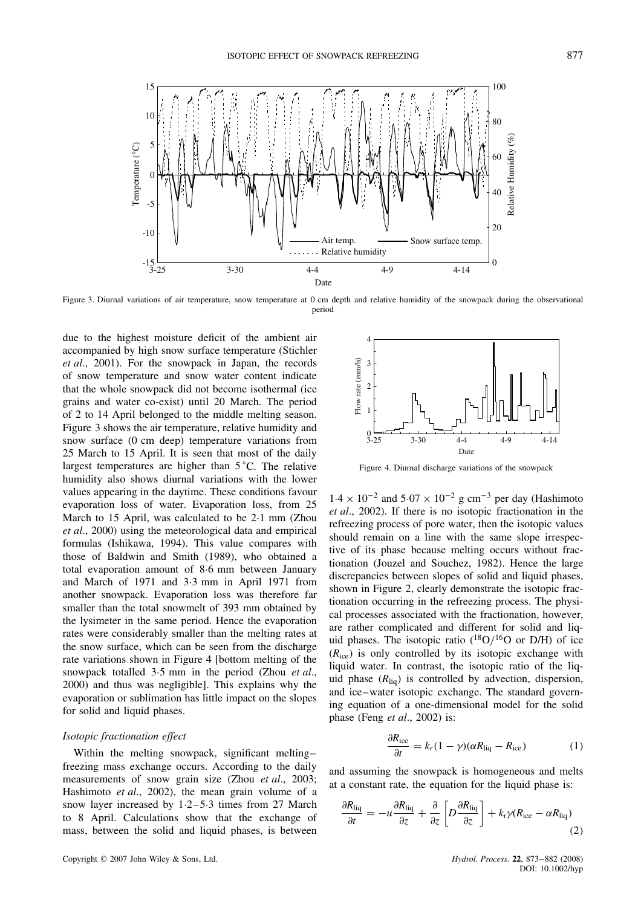Figure 3. Diurnal variations of air temperature, snow temperature at 0 cm depth and relative humidity of the snowpack during the observational period

due to the highest moisture deficit of the ambient air accompanied by high snow surface temperature (Stichler *et al*., 2001). For the snowpack in Japan, the records of snow temperature and snow water content indicate that the whole snowpack did not become isothermal (ice grains and water co-exist) until 20 March. The period of 2 to 14 April belonged to the middle melting season. Figure 3 shows the air temperature, relative humidity and snow surface (0 cm deep) temperature variations from 25 March to 15 April. It is seen that most of the daily largest temperatures are higher than 5 °C. The relative humidity also shows diurnal variations with the lower values appearing in the daytime. These conditions favour evaporation loss of water. Evaporation loss, from 25 March to 15 April, was calculated to be 2·1 mm (Zhou *et al*., 2000) using the meteorological data and empirical formulas (Ishikawa, 1994). This value compares with those of Baldwin and Smith (1989), who obtained a total evaporation amount of 8·6 mm between January and March of 1971 and 3·3 mm in April 1971 from another snowpack. Evaporation loss was therefore far smaller than the total snowmelt of 393 mm obtained by the lysimeter in the same period. Hence the evaporation rates were considerably smaller than the melting rates at the snow surface, which can be seen from the discharge rate variations shown in Figure 4 [bottom melting of the snowpack totalled 3·5 mm in the period (Zhou *et al*., 2000) and thus was negligible]. This explains why the evaporation or sublimation has little impact on the slopes for solid and liquid phases.

### *Isotopic fractionation effect*

Within the melting snowpack, significant melting–freezing mass exchange occurs. According to the daily measurements of snow grain size (Zhou *et al*., 2003; Hashimoto *et al*., 2002), the mean grain volume of a snow layer increased by 1·2–5·3 times from 27 March to 8 April. Calculations show that the exchange of mass, between the solid and liquid phases, is between $1 \cdot 4 \times 10^{-2}$ and $5 \cdot 07 \times 10^{-2}$ g cm$^{-3}$ per day (Hashimoto *et al*., 2002). If there is no isotopic fractionation in the refreezing process of pore water, then the isotopic values should remain on a line with the same slope irrespective of its phase because melting occurs without fractionation (Jouzel and Souchez, 1982). Hence the large discrepancies between slopes of solid and liquid phases, shown in Figure 2, clearly demonstrate the isotopic fractionation occurring in the refreezing process. The physical processes associated with the fractionation, however, are rather complicated and different for solid and liquid phases. The isotopic ratio ($^{18}O/^{16}O$ or D/H) of ice ($R_{\text{ice}}$) is only controlled by its isotopic exchange with liquid water. In contrast, the isotopic ratio of the liquid phase ($R_{\text{liq}}$) is controlled by advection, dispersion, and ice–water isotopic exchange. The standard governing equation of a one-dimensional model for the solid phase (Feng *et al*., 2002) is:

Figure 4. Diurnal discharge variations of the snowpack

$$\frac{\partial R_{\text{ice}}}{\partial t} = k_r(1-\gamma)(\alpha R_{\text{liq}} - R_{\text{ice}}) \tag{1}$$

and assuming the snowpack is homogeneous and melts at a constant rate, the equation for the liquid phase is:

$$\frac{\partial R_{\text{liq}}}{\partial t} = -u\frac{\partial R_{\text{liq}}}{\partial z} + \frac{\partial}{\partial z}\left[D\frac{\partial R_{\text{liq}}}{\partial z}\right] + k_r\gamma(R_{\text{ice}} - \alpha R_{\text{liq}}) \tag{2}$$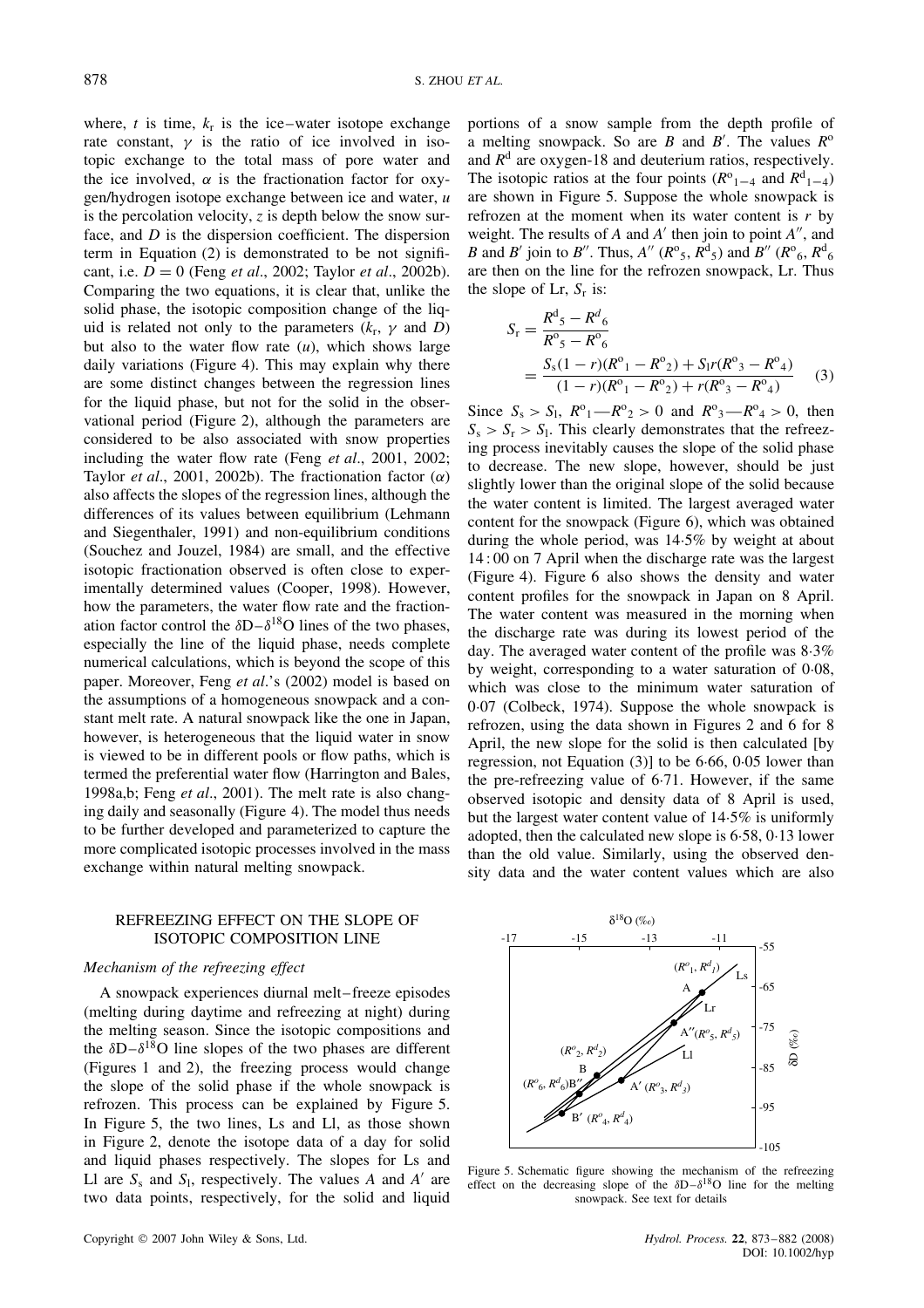where, $t$ is time, $k_r$ is the ice–water isotope exchange rate constant, $\gamma$ is the ratio of ice involved in isotopic exchange to the total mass of pore water and the ice involved, $\alpha$ is the fractionation factor for oxygen/hydrogen isotope exchange between ice and water, $u$ is the percolation velocity, $z$ is depth below the snow surface, and $D$ is the dispersion coefficient. The dispersion term in Equation (2) is demonstrated to be not significant, i.e. $D = 0$ (Feng *et al*., 2002; Taylor *et al*., 2002b). Comparing the two equations, it is clear that, unlike the solid phase, the isotopic composition change of the liquid is related not only to the parameters ($k_r$, $\gamma$ and $D$) but also to the water flow rate ($u$), which shows large daily variations (Figure 4). This may explain why there are some distinct changes between the regression lines for the liquid phase, but not for the solid in the observational period (Figure 2), although the parameters are considered to be also associated with snow properties including the water flow rate (Feng *et al*., 2001, 2002; Taylor *et al*., 2001, 2002b). The fractionation factor ($\alpha$) also affects the slopes of the regression lines, although the differences of its values between equilibrium (Lehmann and Siegenthaler, 1991) and non-equilibrium conditions (Souchez and Jouzel, 1984) are small, and the effective isotopic fractionation observed is often close to experimentally determined values (Cooper, 1998). However, how the parameters, the water flow rate and the fractionation factor control the $\delta D$–$\delta^{18}O$ lines of the two phases, especially the line of the liquid phase, needs complete numerical calculations, which is beyond the scope of this paper. Moreover, Feng *et al*.'s (2002) model is based on the assumptions of a homogeneous snowpack and a constant melt rate. A natural snowpack like the one in Japan, however, is heterogeneous that the liquid water in snow is viewed to be in different pools or flow paths, which is termed the preferential water flow (Harrington and Bales, 1998a,b; Feng *et al*., 2001). The melt rate is also changing daily and seasonally (Figure 4). The model thus needs to be further developed and parameterized to capture the more complicated isotopic processes involved in the mass exchange within natural melting snowpack.

## REFREEZING EFFECT ON THE SLOPE OF ISOTOPIC COMPOSITION LINE

### *Mechanism of the refreezing effect*

A snowpack experiences diurnal melt–freeze episodes (melting during daytime and refreezing at night) during the melting season. Since the isotopic compositions and the $\delta D$–$\delta^{18}O$ line slopes of the two phases are different (Figures 1 and 2), the freezing process would change the slope of the solid phase if the whole snowpack is refrozen. This process can be explained by Figure 5. In Figure 5, the two lines, Ls and Ll, as those shown in Figure 2, denote the isotope data of a day for solid and liquid phases respectively. The slopes for Ls and Ll are $S_s$ and $S_l$, respectively. The values $A$ and $A'$ are two data points, respectively, for the solid and liquid portions of a snow sample from the depth profile of a melting snowpack. So are $B$ and $B'$. The values $R^o$ and $R^d$ are oxygen-18 and deuterium ratios, respectively. The isotopic ratios at the four points ($R^o_{1-4}$ and $R^d_{1-4}$) are shown in Figure 5. Suppose the whole snowpack is refrozen at the moment when its water content is $r$ by weight. The results of $A$ and $A'$ then join to point $A''$, and $B$ and $B'$ join to $B''$. Thus, $A''$ ($R^o_5$, $R^d_5$) and $B''$ ($R^o_6$, $R^d_6$) are then on the line for the refrozen snowpack, Lr. Thus the slope of Lr, $S_r$ is:

$$S_r = \frac{R^d{}_5 - R^d{}_6}{R^o{}_5 - R^o{}_6} = \frac{S_s(1-r)(R^o{}_1 - R^o{}_2) + S_l r(R^o{}_3 - R^o{}_4)}{(1-r)(R^o{}_1 - R^o{}_2) + r(R^o{}_3 - R^o{}_4)} \quad (3)$$

Since $S_s > S_l$, $R^o{}_1 - R^o{}_2 > 0$ and $R^o{}_3 - R^o{}_4 > 0$, then $S_s > S_r > S_l$. This clearly demonstrates that the refreezing process inevitably causes the slope of the solid phase to decrease. The new slope, however, should be just slightly lower than the original slope of the solid because the water content is limited. The largest averaged water content for the snowpack (Figure 6), which was obtained during the whole period, was 14·5% by weight at about 14:00 on 7 April when the discharge rate was the largest (Figure 4). Figure 6 also shows the density and water content profiles for the snowpack in Japan on 8 April. The water content was measured in the morning when the discharge rate was during its lowest period of the day. The averaged water content of the profile was 8·3% by weight, corresponding to a water saturation of 0·08, which was close to the minimum water saturation of 0·07 (Colbeck, 1974). Suppose the whole snowpack is refrozen, using the data shown in Figures 2 and 6 for 8 April, the new slope for the solid is then calculated [by regression, not Equation (3)] to be 6·66, 0·05 lower than the pre-refreezing value of 6·71. However, if the same observed isotopic and density data of 8 April is used, but the largest water content value of 14·5% is uniformly adopted, then the calculated new slope is 6·58, 0·13 lower than the old value. Similarly, using the observed density data and the water content values which are also

Figure 5. Schematic figure showing the mechanism of the refreezing effect on the decreasing slope of the $\delta D$–$\delta^{18}O$ line for the melting snowpack. See text for details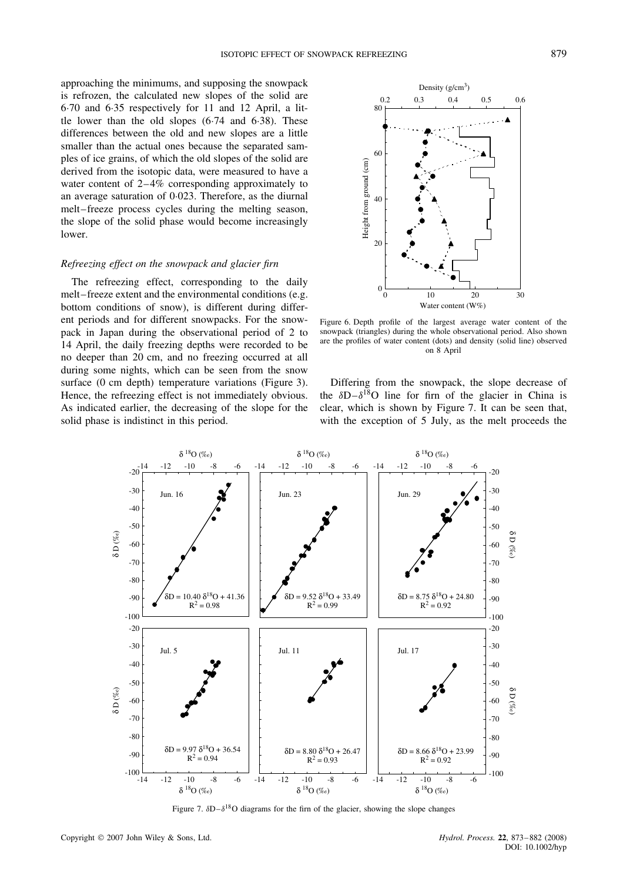approaching the minimums, and supposing the snowpack is refrozen, the calculated new slopes of the solid are 6·70 and 6·35 respectively for 11 and 12 April, a little lower than the old slopes (6·74 and 6·38). These differences between the old and new slopes are a little smaller than the actual ones because the separated samples of ice grains, of which the old slopes of the solid are derived from the isotopic data, were measured to have a water content of 2–4% corresponding approximately to an average saturation of 0·023. Therefore, as the diurnal melt–freeze process cycles during the melting season, the slope of the solid phase would become increasingly lower.

### *Refreezing effect on the snowpack and glacier firn*

The refreezing effect, corresponding to the daily melt–freeze extent and the environmental conditions (e.g. bottom conditions of snow), is different during different periods and for different snowpacks. For the snowpack in Japan during the observational period of 2 to 14 April, the daily freezing depths were recorded to be no deeper than 20 cm, and no freezing occurred at all during some nights, which can be seen from the snow surface (0 cm depth) temperature variations (Figure 3). Hence, the refreezing effect is not immediately obvious. As indicated earlier, the decreasing of the slope for the solid phase is indistinct in this period.

Figure 6. Depth profile of the largest average water content of the snowpack (triangles) during the whole observational period. Also shown are the profiles of water content (dots) and density (solid line) observed on 8 April

Differing from the snowpack, the slope decrease of the $\delta D$–$\delta^{18}O$ line for firn of the glacier in China is clear, which is shown by Figure 7. It can be seen that, with the exception of 5 July, as the melt proceeds the

Figure 7. $\delta D$–$\delta^{18}O$ diagrams for the firn of the glacier, showing the slope changes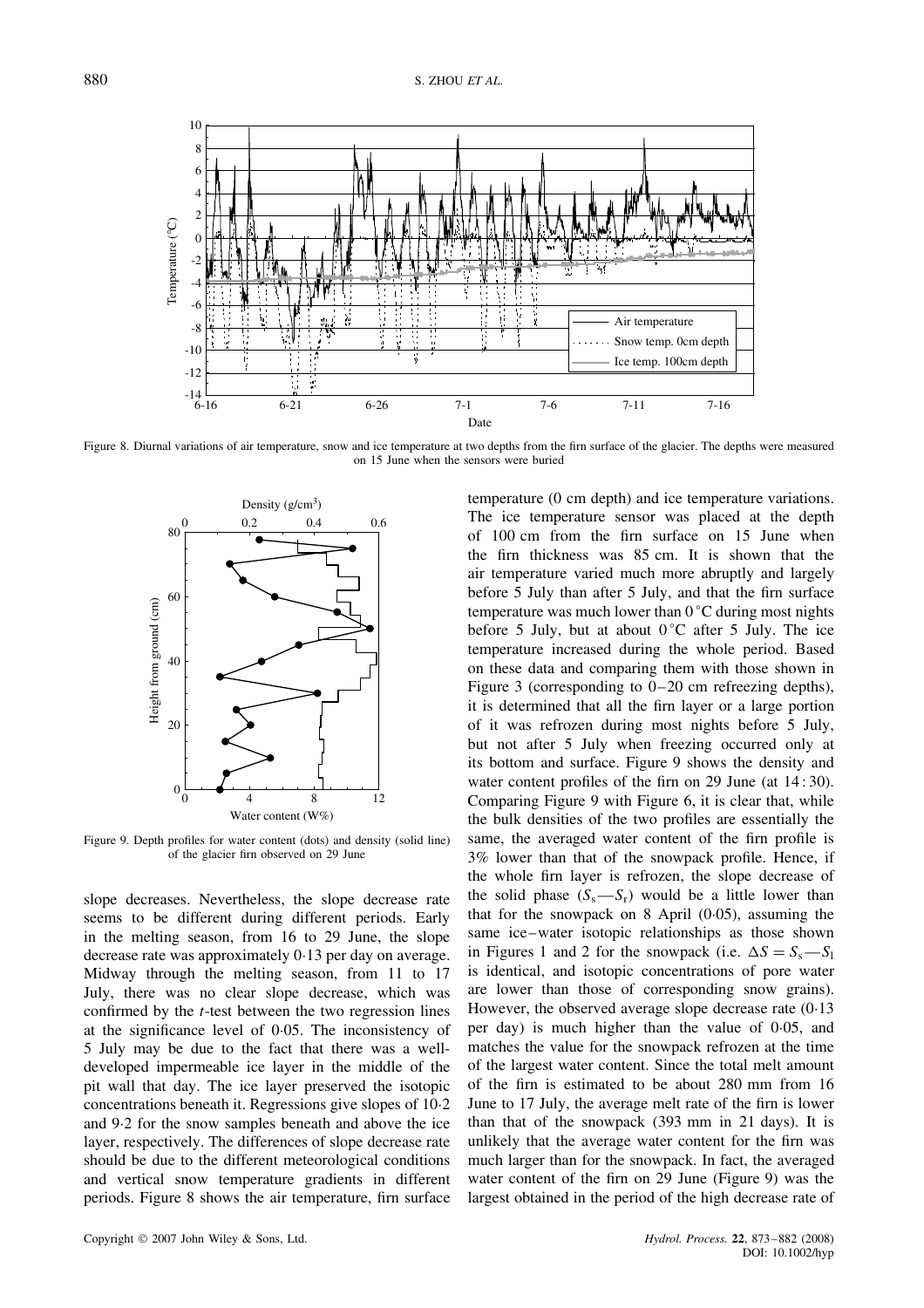Figure 8. Diurnal variations of air temperature, snow and ice temperature at two depths from the firn surface of the glacier. The depths were measured on 15 June when the sensors were buried

Figure 9. Depth profiles for water content (dots) and density (solid line) of the glacier firn observed on 29 June

slope decreases. Nevertheless, the slope decrease rate seems to be different during different periods. Early in the melting season, from 16 to 29 June, the slope decrease rate was approximately 0·13 per day on average. Midway through the melting season, from 11 to 17 July, there was no clear slope decrease, which was confirmed by the *t*-test between the two regression lines at the significance level of 0·05. The inconsistency of 5 July may be due to the fact that there was a well-developed impermeable ice layer in the middle of the pit wall that day. The ice layer preserved the isotopic concentrations beneath it. Regressions give slopes of 10·2 and 9·2 for the snow samples beneath and above the ice layer, respectively. The differences of slope decrease rate should be due to the different meteorological conditions and vertical snow temperature gradients in different periods. Figure 8 shows the air temperature, firn surface temperature (0 cm depth) and ice temperature variations. The ice temperature sensor was placed at the depth of 100 cm from the firn surface on 15 June when the firn thickness was 85 cm. It is shown that the air temperature varied much more abruptly and largely before 5 July than after 5 July, and that the firn surface temperature was much lower than 0 °C during most nights before 5 July, but at about 0 °C after 5 July. The ice temperature increased during the whole period. Based on these data and comparing them with those shown in Figure 3 (corresponding to 0–20 cm refreezing depths), it is determined that all the firn layer or a large portion of it was refrozen during most nights before 5 July, but not after 5 July when freezing occurred only at its bottom and surface. Figure 9 shows the density and water content profiles of the firn on 29 June (at 14 : 30). Comparing Figure 9 with Figure 6, it is clear that, while the bulk densities of the two profiles are essentially the same, the averaged water content of the firn profile is 3% lower than that of the snowpack profile. Hence, if the whole firn layer is refrozen, the slope decrease of the solid phase ($S_s$—$S_r$) would be a little lower than that for the snowpack on 8 April (0·05), assuming the same ice–water isotopic relationships as those shown in Figures 1 and 2 for the snowpack (i.e. $\Delta S = S_s$—$S_l$ is identical, and isotopic concentrations of pore water are lower than those of corresponding snow grains). However, the observed average slope decrease rate (0·13 per day) is much higher than the value of 0·05, and matches the value for the snowpack refrozen at the time of the largest water content. Since the total melt amount of the firn is estimated to be about 280 mm from 16 June to 17 July, the average melt rate of the firn is lower than that of the snowpack (393 mm in 21 days). It is unlikely that the average water content for the firn was much larger than for the snowpack. In fact, the averaged water content of the firn on 29 June (Figure 9) was the largest obtained in the period of the high decrease rate of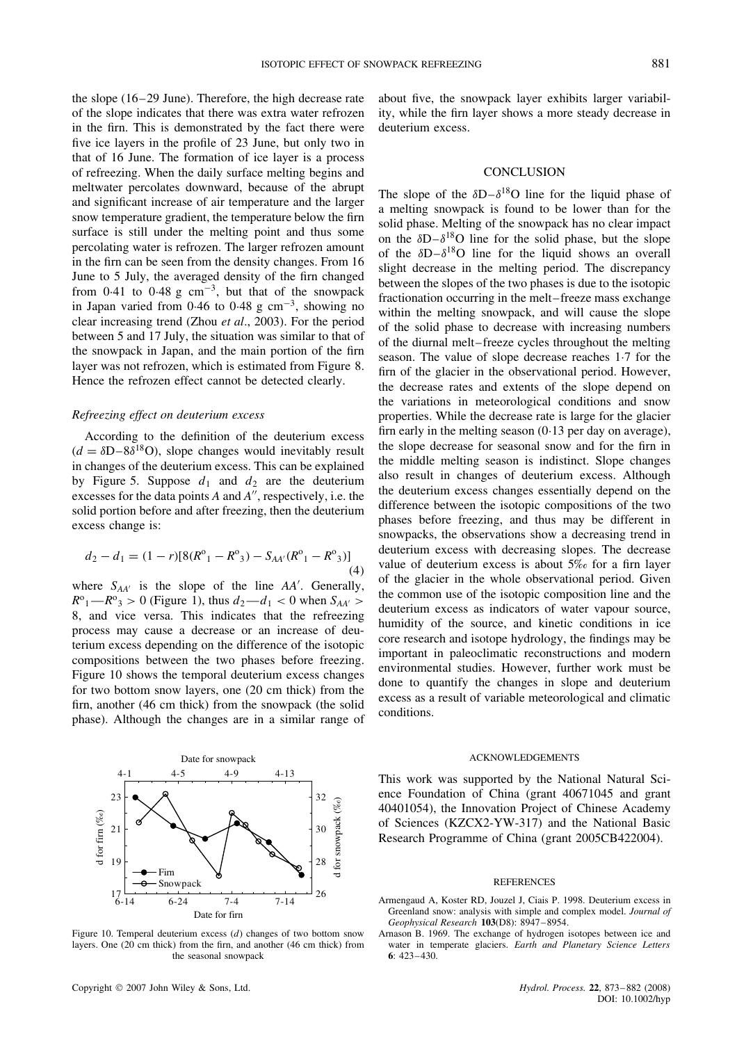the slope (16–29 June). Therefore, the high decrease rate of the slope indicates that there was extra water refrozen in the firn. This is demonstrated by the fact there were five ice layers in the profile of 23 June, but only two in that of 16 June. The formation of ice layer is a process of refreezing. When the daily surface melting begins and meltwater percolates downward, because of the abrupt and significant increase of air temperature and the larger snow temperature gradient, the temperature below the firn surface is still under the melting point and thus some percolating water is refrozen. The larger refrozen amount in the firn can be seen from the density changes. From 16 June to 5 July, the averaged density of the firn changed from 0·41 to 0·48 g cm$^{-3}$, but that of the snowpack in Japan varied from 0·46 to 0·48 g cm$^{-3}$, showing no clear increasing trend (Zhou *et al*., 2003). For the period between 5 and 17 July, the situation was similar to that of the snowpack in Japan, and the main portion of the firn layer was not refrozen, which is estimated from Figure 8. Hence the refrozen effect cannot be detected clearly.

### *Refreezing effect on deuterium excess*

According to the definition of the deuterium excess ($d = \delta D - 8\delta^{18}O$), slope changes would inevitably result in changes of the deuterium excess. This can be explained by Figure 5. Suppose $d_1$ and $d_2$ are the deuterium excesses for the data points $A$ and $A''$, respectively, i.e. the solid portion before and after freezing, then the deuterium excess change is:

$$d_2 - d_1 = (1 - r)[8(R^o{}_1 - R^o{}_3) - S_{AA'}(R^o{}_1 - R^o{}_3)] \quad (4)$$

where $S_{AA'}$ is the slope of the line $AA'$. Generally, $R^o{}_1 - R^o{}_3 > 0$ (Figure 1), thus $d_2 - d_1 < 0$ when $S_{AA'} > 8$, and vice versa. This indicates that the refreezing process may cause a decrease or an increase of deuterium excess depending on the difference of the isotopic compositions between the two phases before freezing. Figure 10 shows the temporal deuterium excess changes for two bottom snow layers, one (20 cm thick) from the firn, another (46 cm thick) from the snowpack (the solid phase). Although the changes are in a similar range of about five, the snowpack layer exhibits larger variability, while the firn layer shows a more steady decrease in deuterium excess.

Figure 10. Temperal deuterium excess ($d$) changes of two bottom snow layers. One (20 cm thick) from the firn, and another (46 cm thick) from the seasonal snowpack

## CONCLUSION

The slope of the $\delta D$–$\delta^{18}O$ line for the liquid phase of a melting snowpack is found to be lower than for the solid phase. Melting of the snowpack has no clear impact on the $\delta D$–$\delta^{18}O$ line for the solid phase, but the slope of the $\delta D$–$\delta^{18}O$ line for the liquid shows an overall slight decrease in the melting period. The discrepancy between the slopes of the two phases is due to the isotopic fractionation occurring in the melt–freeze mass exchange within the melting snowpack, and will cause the slope of the solid phase to decrease with increasing numbers of the diurnal melt–freeze cycles throughout the melting season. The value of slope decrease reaches 1·7 for the firn of the glacier in the observational period. However, the decrease rates and extents of the slope depend on the variations in meteorological conditions and snow properties. While the decrease rate is large for the glacier firn early in the melting season (0·13 per day on average), the slope decrease for seasonal snow and for the firn in the middle melting season is indistinct. Slope changes also result in changes of deuterium excess. Although the deuterium excess changes essentially depend on the difference between the isotopic compositions of the two phases before freezing, and thus may be different in snowpacks, the observations show a decreasing trend in deuterium excess with decreasing slopes. The decrease value of deuterium excess is about 5‰ for a firn layer of the glacier in the whole observational period. Given the common use of the isotopic composition line and the deuterium excess as indicators of water vapour source, humidity of the source, and kinetic conditions in ice core research and isotope hydrology, the findings may be important in paleoclimatic reconstructions and modern environmental studies. However, further work must be done to quantify the changes in slope and deuterium excess as a result of variable meteorological and climatic conditions.

## ACKNOWLEDGEMENTS

This work was supported by the National Natural Science Foundation of China (grant 40671045 and grant 40401054), the Innovation Project of Chinese Academy of Sciences (KZCX2-YW-317) and the National Basic Research Programme of China (grant 2005CB422004).

## REFERENCES

Armengaud A, Koster RD, Jouzel J, Ciais P. 1998. Deuterium excess in Greenland snow: analysis with simple and complex model. *Journal of Geophysical Research* **103**(D8): 8947–8954.

Arnason B. 1969. The exchange of hydrogen isotopes between ice and water in temperate glaciers. *Earth and Planetary Science Letters* **6**: 423–430.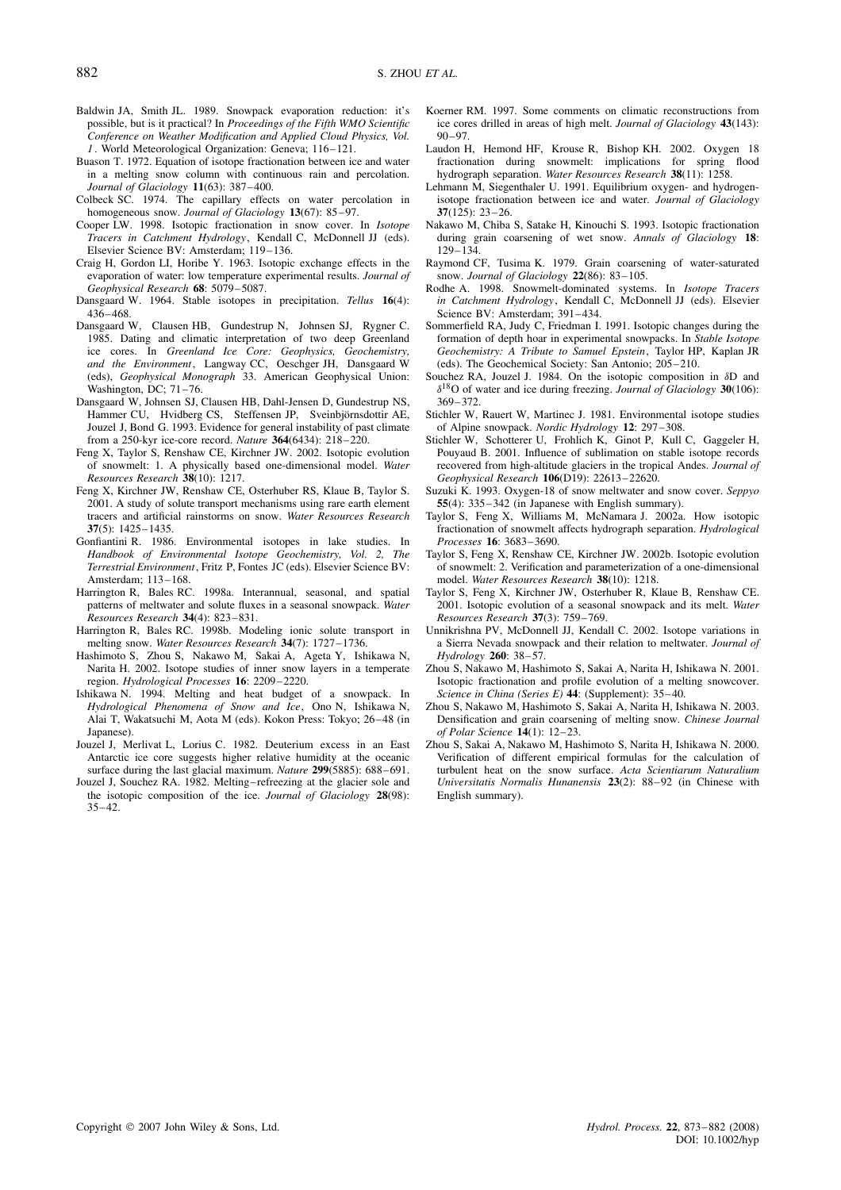Baldwin JA, Smith JL. 1989. Snowpack evaporation reduction: it's possible, but is it practical? In *Proceedings of the Fifth WMO Scientific Conference on Weather Modification and Applied Cloud Physics, Vol. 1*. World Meteorological Organization: Geneva; 116–121.

Buason T. 1972. Equation of isotope fractionation between ice and water in a melting snow column with continuous rain and percolation. *Journal of Glaciology* **11**(63): 387–400.

Colbeck SC. 1974. The capillary effects on water percolation in homogeneous snow. *Journal of Glaciology* **13**(67): 85–97.

Cooper LW. 1998. Isotopic fractionation in snow cover. In *Isotope Tracers in Catchment Hydrology*, Kendall C, McDonnell JJ (eds). Elsevier Science BV: Amsterdam; 119–136.

Craig H, Gordon LI, Horibe Y. 1963. Isotopic exchange effects in the evaporation of water: low temperature experimental results. *Journal of Geophysical Research* **68**: 5079–5087.

Dansgaard W. 1964. Stable isotopes in precipitation. *Tellus* **16**(4): 436–468.

Dansgaard W, Clausen HB, Gundestrup N, Johnsen SJ, Rygner C. 1985. Dating and climatic interpretation of two deep Greenland ice cores. In *Greenland Ice Core: Geophysics, Geochemistry, and the Environment*, Langway CC, Oeschger JH, Dansgaard W (eds), *Geophysical Monograph* 33. American Geophysical Union: Washington, DC; 71–76.

Dansgaard W, Johnsen SJ, Clausen HB, Dahl-Jensen D, Gundestrup NS, Hammer CU, Hvidberg CS, Steffensen JP, Sveinbjörnsdottir AE, Jouzel J, Bond G. 1993. Evidence for general instability of past climate from a 250-kyr ice-core record. *Nature* **364**(6434): 218–220.

Feng X, Taylor S, Renshaw CE, Kirchner JW. 2002. Isotopic evolution of snowmelt: 1. A physically based one-dimensional model. *Water Resources Research* **38**(10): 1217.

Feng X, Kirchner JW, Renshaw CE, Osterhuber RS, Klaue B, Taylor S. 2001. A study of solute transport mechanisms using rare earth element tracers and artificial rainstorms on snow. *Water Resources Research* **37**(5): 1425–1435.

Gonfiantini R. 1986. Environmental isotopes in lake studies. In *Handbook of Environmental Isotope Geochemistry, Vol. 2, The Terrestrial Environment*, Fritz P, Fontes JC (eds). Elsevier Science BV: Amsterdam; 113–168.

Harrington R, Bales RC. 1998a. Interannual, seasonal, and spatial patterns of meltwater and solute fluxes in a seasonal snowpack. *Water Resources Research* **34**(4): 823–831.

Harrington R, Bales RC. 1998b. Modeling ionic solute transport in melting snow. *Water Resources Research* **34**(7): 1727–1736.

Hashimoto S, Zhou S, Nakawo M, Sakai A, Ageta Y, Ishikawa N, Narita H. 2002. Isotope studies of inner snow layers in a temperate region. *Hydrological Processes* **16**: 2209–2220.

Ishikawa N. 1994. Melting and heat budget of a snowpack. In *Hydrological Phenomena of Snow and Ice*, Ono N, Ishikawa N, Alai T, Wakatsuchi M, Aota M (eds). Kokon Press: Tokyo; 26–48 (in Japanese).

Jouzel J, Merlivat L, Lorius C. 1982. Deuterium excess in an East Antarctic ice core suggests higher relative humidity at the oceanic surface during the last glacial maximum. *Nature* **299**(5885): 688–691.

Jouzel J, Souchez RA. 1982. Melting–refreezing at the glacier sole and the isotopic composition of the ice. *Journal of Glaciology* **28**(98): 35–42.

Koerner RM. 1997. Some comments on climatic reconstructions from ice cores drilled in areas of high melt. *Journal of Glaciology* **43**(143): 90–97.

Laudon H, Hemond HF, Krouse R, Bishop KH. 2002. Oxygen 18 fractionation during snowmelt: implications for spring flood hydrograph separation. *Water Resources Research* **38**(11): 1258.

Lehmann M, Siegenthaler U. 1991. Equilibrium oxygen- and hydrogen-isotope fractionation between ice and water. *Journal of Glaciology* **37**(125): 23–26.

Nakawo M, Chiba S, Satake H, Kinouchi S. 1993. Isotopic fractionation during grain coarsening of wet snow. *Annals of Glaciology* **18**: 129–134.

Raymond CF, Tusima K. 1979. Grain coarsening of water-saturated snow. *Journal of Glaciology* **22**(86): 83–105.

Rodhe A. 1998. Snowmelt-dominated systems. In *Isotope Tracers in Catchment Hydrology*, Kendall C, McDonnell JJ (eds). Elsevier Science BV: Amsterdam; 391–434.

Sommerfield RA, Judy C, Friedman I. 1991. Isotopic changes during the formation of depth hoar in experimental snowpacks. In *Stable Isotope Geochemistry: A Tribute to Samuel Epstein*, Taylor HP, Kaplan JR (eds). The Geochemical Society: San Antonio; 205–210.

Souchez RA, Jouzel J. 1984. On the isotopic composition in δD and $\delta^{18}$O of water and ice during freezing. *Journal of Glaciology* **30**(106): 369–372.

Stichler W, Rauert W, Martinec J. 1981. Environmental isotope studies of Alpine snowpack. *Nordic Hydrology* **12**: 297–308.

Stichler W, Schotterer U, Frohlich K, Ginot P, Kull C, Gaggeler H, Pouyaud B. 2001. Influence of sublimation on stable isotope records recovered from high-altitude glaciers in the tropical Andes. *Journal of Geophysical Research* **106**(D19): 22613–22620.

Suzuki K. 1993. Oxygen-18 of snow meltwater and snow cover. *Seppyo* **55**(4): 335–342 (in Japanese with English summary).

Taylor S, Feng X, Williams M, McNamara J. 2002a. How isotopic fractionation of snowmelt affects hydrograph separation. *Hydrological Processes* **16**: 3683–3690.

Taylor S, Feng X, Renshaw CE, Kirchner JW. 2002b. Isotopic evolution of snowmelt: 2. Verification and parameterization of a one-dimensional model. *Water Resources Research* **38**(10): 1218.

Taylor S, Feng X, Kirchner JW, Osterhuber R, Klaue B, Renshaw CE. 2001. Isotopic evolution of a seasonal snowpack and its melt. *Water Resources Research* **37**(3): 759–769.

Unnikrishna PV, McDonnell JJ, Kendall C. 2002. Isotope variations in a Sierra Nevada snowpack and their relation to meltwater. *Journal of Hydrology* **260**: 38–57.

Zhou S, Nakawo M, Hashimoto S, Sakai A, Narita H, Ishikawa N. 2001. Isotopic fractionation and profile evolution of a melting snowcover. *Science in China (Series E)* **44**: (Supplement): 35–40.

Zhou S, Nakawo M, Hashimoto S, Sakai A, Narita H, Ishikawa N. 2003. Densification and grain coarsening of melting snow. *Chinese Journal of Polar Science* **14**(1): 12–23.

Zhou S, Sakai A, Nakawo M, Hashimoto S, Narita H, Ishikawa N. 2000. Verification of different empirical formulas for the calculation of turbulent heat on the snow surface. *Acta Scientiarum Naturalium Universitatis Normalis Hunanensis* **23**(2): 88–92 (in Chinese with English summary).